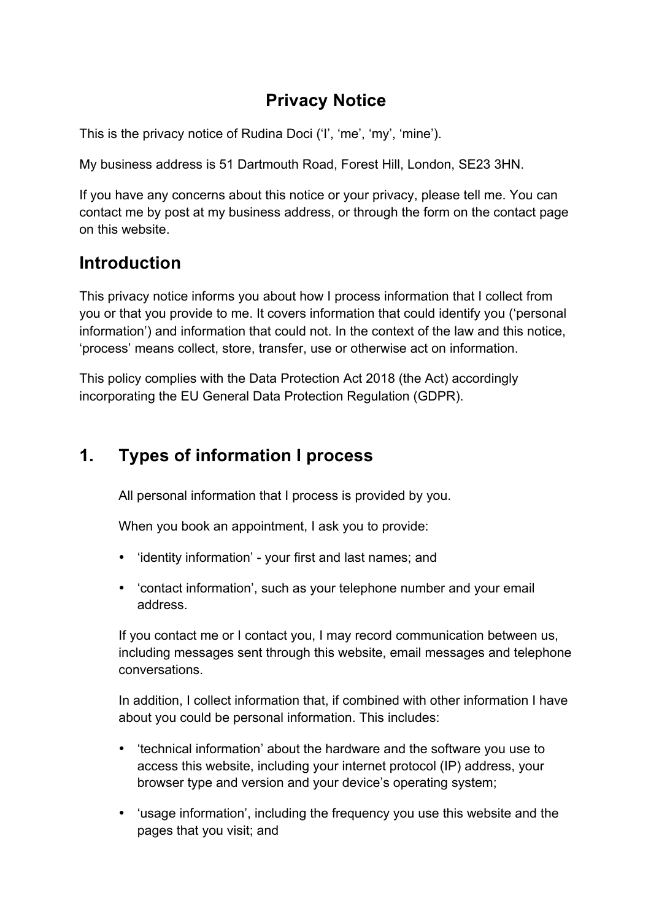# Privacy Notice

This is the privacy notice of Rudina Doci ('I', 'me', 'my', 'mine').

My business address is 51 Dartmouth Road, Forest Hill, London, SE23 3HN.

If you have any concerns about this notice or your privacy, please tell me. You can contact me by post at my business address, or through the form on the contact page on this website.

## Introduction

This privacy notice informs you about how I process information that I collect from you or that you provide to me. It covers information that could identify you ('personal information') and information that could not. In the context of the law and this notice, 'process' means collect, store, transfer, use or otherwise act on information.

This policy complies with the Data Protection Act 2018 (the Act) accordingly incorporating the EU General Data Protection Regulation (GDPR).

## 1. Types of information I process

All personal information that I process is provided by you.

When you book an appointment, I ask you to provide:

- 'identity information' - your first and last names; and
- 'contact information', such as your telephone number and your email address.

If you contact me or I contact you, I may record communication between us, including messages sent through this website, email messages and telephone conversations.

In addition, I collect information that, if combined with other information I have about you could be personal information. This includes:

- 'technical information' about the hardware and the software you use to access this website, including your internet protocol (IP) address, your browser type and version and your device's operating system;
- 'usage information', including the frequency you use this website and the pages that you visit; and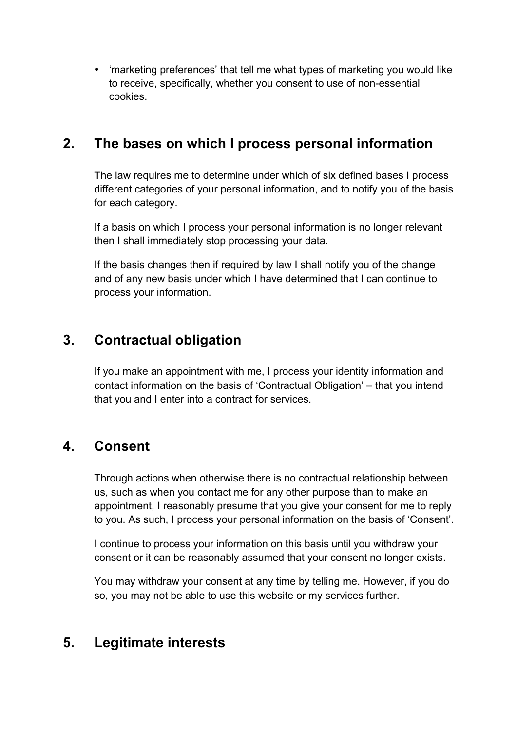- ‘marketing preferences’ that tell me what types of marketing you would like to receive, specifically, whether you consent to use of non-essential cookies.

## 2. The bases on which I process personal information

The law requires me to determine under which of six defined bases I process different categories of your personal information, and to notify you of the basis for each category.

If a basis on which I process your personal information is no longer relevant then I shall immediately stop processing your data.

If the basis changes then if required by law I shall notify you of the change and of any new basis under which I have determined that I can continue to process your information.

## 3. Contractual obligation

If you make an appointment with me, I process your identity information and contact information on the basis of ‘Contractual Obligation’ – that you intend that you and I enter into a contract for services.

## 4. Consent

Through actions when otherwise there is no contractual relationship between us, such as when you contact me for any other purpose than to make an appointment, I reasonably presume that you give your consent for me to reply to you. As such, I process your personal information on the basis of ‘Consent’.

I continue to process your information on this basis until you withdraw your consent or it can be reasonably assumed that your consent no longer exists.

You may withdraw your consent at any time by telling me. However, if you do so, you may not be able to use this website or my services further.

## 5. Legitimate interests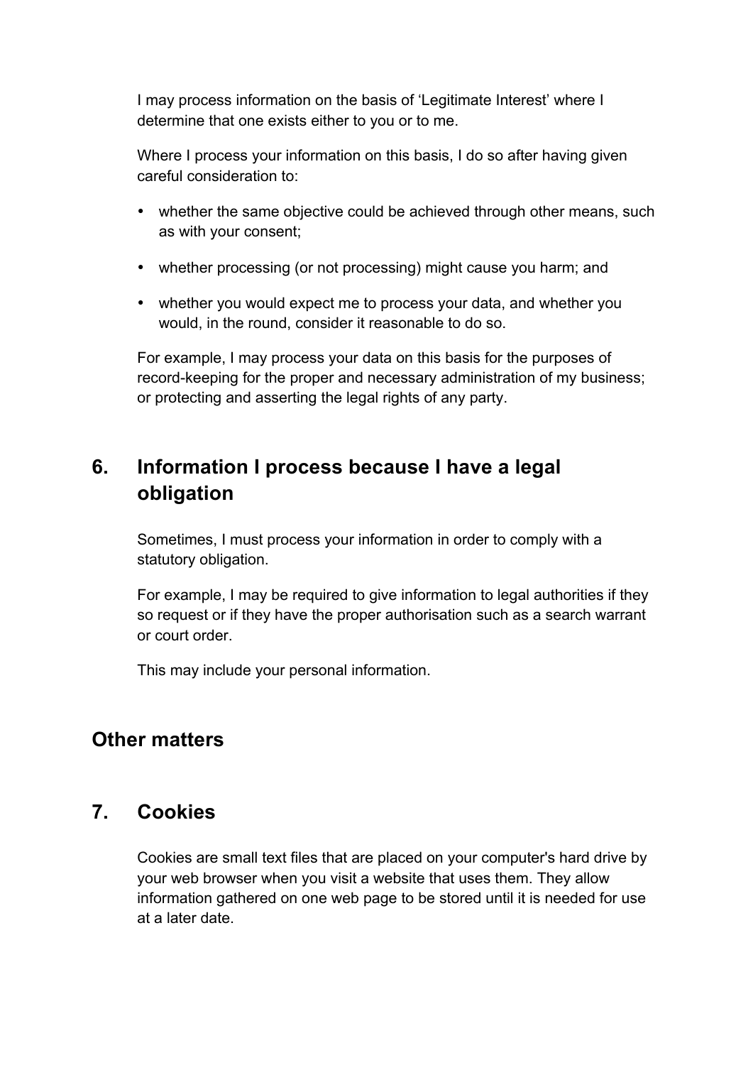I may process information on the basis of 'Legitimate Interest' where I determine that one exists either to you or to me.

Where I process your information on this basis, I do so after having given careful consideration to:

- whether the same objective could be achieved through other means, such as with your consent;
- whether processing (or not processing) might cause you harm; and
- whether you would expect me to process your data, and whether you would, in the round, consider it reasonable to do so.

For example, I may process your data on this basis for the purposes of record-keeping for the proper and necessary administration of my business; or protecting and asserting the legal rights of any party.

## 6. Information I process because I have a legal obligation

Sometimes, I must process your information in order to comply with a statutory obligation.

For example, I may be required to give information to legal authorities if they so request or if they have the proper authorisation such as a search warrant or court order.

This may include your personal information.

## Other matters

## 7. Cookies

Cookies are small text files that are placed on your computer's hard drive by your web browser when you visit a website that uses them. They allow information gathered on one web page to be stored until it is needed for use at a later date.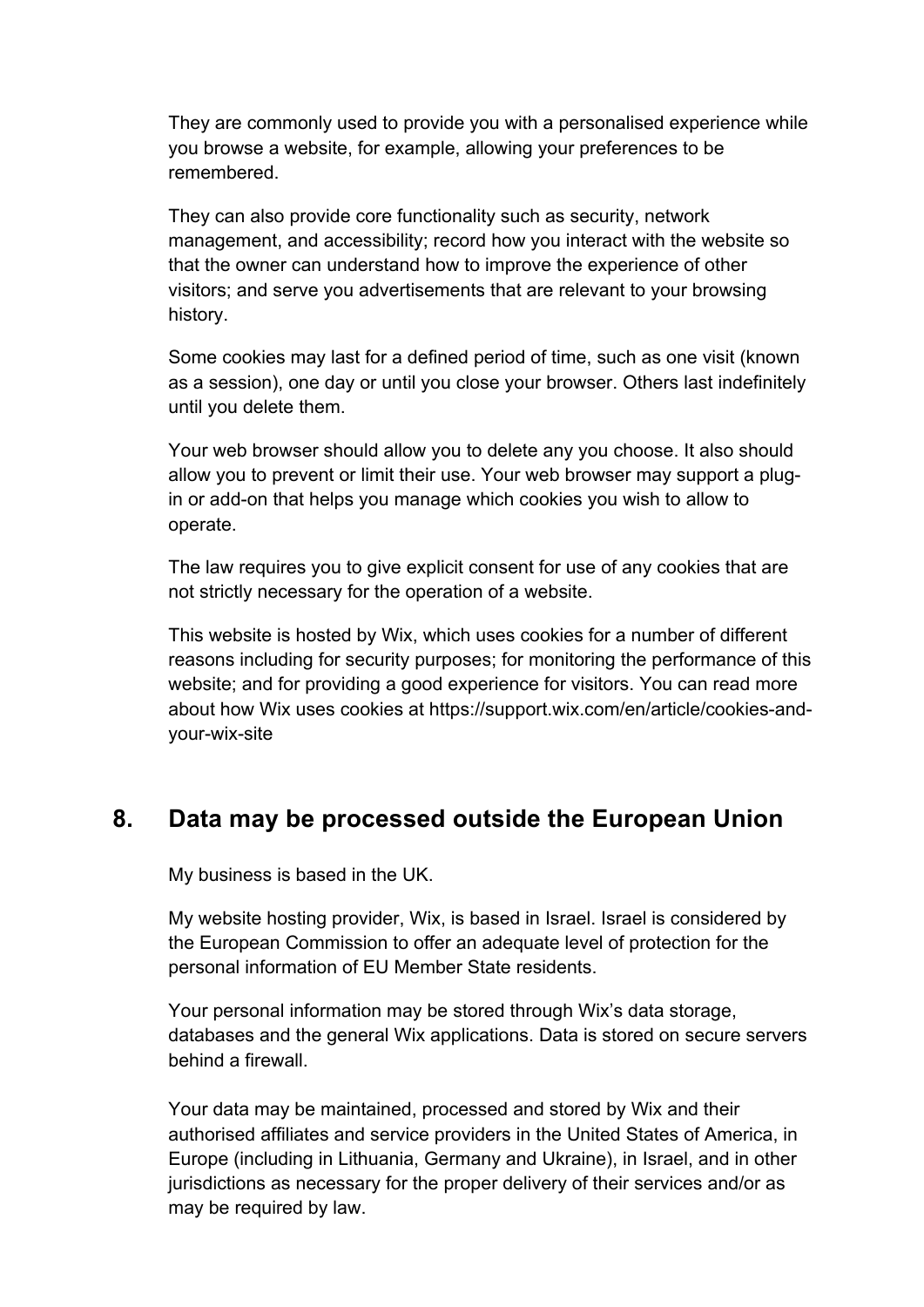They are commonly used to provide you with a personalised experience while you browse a website, for example, allowing your preferences to be remembered.

They can also provide core functionality such as security, network management, and accessibility; record how you interact with the website so that the owner can understand how to improve the experience of other visitors; and serve you advertisements that are relevant to your browsing history.

Some cookies may last for a defined period of time, such as one visit (known as a session), one day or until you close your browser. Others last indefinitely until you delete them.

Your web browser should allow you to delete any you choose. It also should allow you to prevent or limit their use. Your web browser may support a plug-in or add-on that helps you manage which cookies you wish to allow to operate.

The law requires you to give explicit consent for use of any cookies that are not strictly necessary for the operation of a website.

This website is hosted by Wix, which uses cookies for a number of different reasons including for security purposes; for monitoring the performance of this website; and for providing a good experience for visitors. You can read more about how Wix uses cookies at https://support.wix.com/en/article/cookies-and-your-wix-site

## 8. Data may be processed outside the European Union

My business is based in the UK.

My website hosting provider, Wix, is based in Israel. Israel is considered by the European Commission to offer an adequate level of protection for the personal information of EU Member State residents.

Your personal information may be stored through Wix's data storage, databases and the general Wix applications. Data is stored on secure servers behind a firewall.

Your data may be maintained, processed and stored by Wix and their authorised affiliates and service providers in the United States of America, in Europe (including in Lithuania, Germany and Ukraine), in Israel, and in other jurisdictions as necessary for the proper delivery of their services and/or as may be required by law.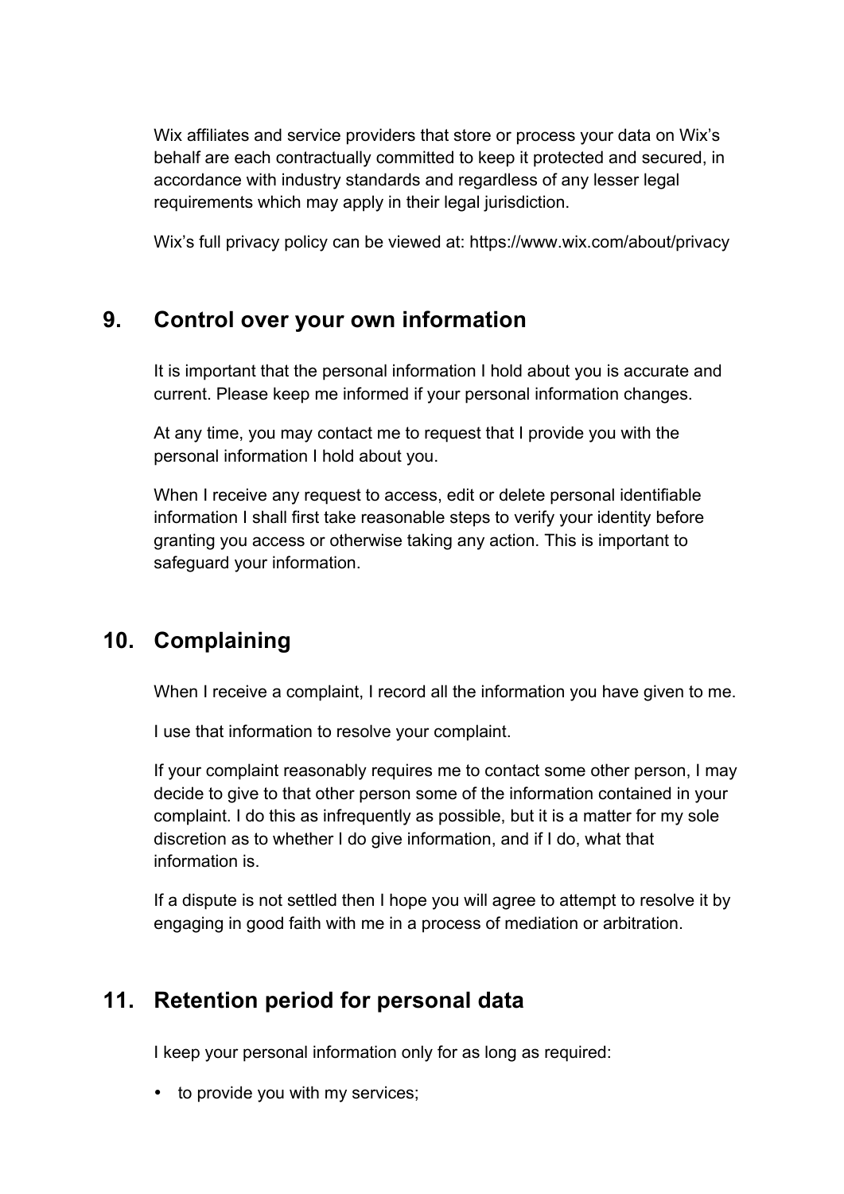Wix affiliates and service providers that store or process your data on Wix's behalf are each contractually committed to keep it protected and secured, in accordance with industry standards and regardless of any lesser legal requirements which may apply in their legal jurisdiction.

Wix's full privacy policy can be viewed at: https://www.wix.com/about/privacy

## 9. Control over your own information

It is important that the personal information I hold about you is accurate and current. Please keep me informed if your personal information changes.

At any time, you may contact me to request that I provide you with the personal information I hold about you.

When I receive any request to access, edit or delete personal identifiable information I shall first take reasonable steps to verify your identity before granting you access or otherwise taking any action. This is important to safeguard your information.

## 10. Complaining

When I receive a complaint, I record all the information you have given to me.

I use that information to resolve your complaint.

If your complaint reasonably requires me to contact some other person, I may decide to give to that other person some of the information contained in your complaint. I do this as infrequently as possible, but it is a matter for my sole discretion as to whether I do give information, and if I do, what that information is.

If a dispute is not settled then I hope you will agree to attempt to resolve it by engaging in good faith with me in a process of mediation or arbitration.

## 11. Retention period for personal data

I keep your personal information only for as long as required:

- to provide you with my services;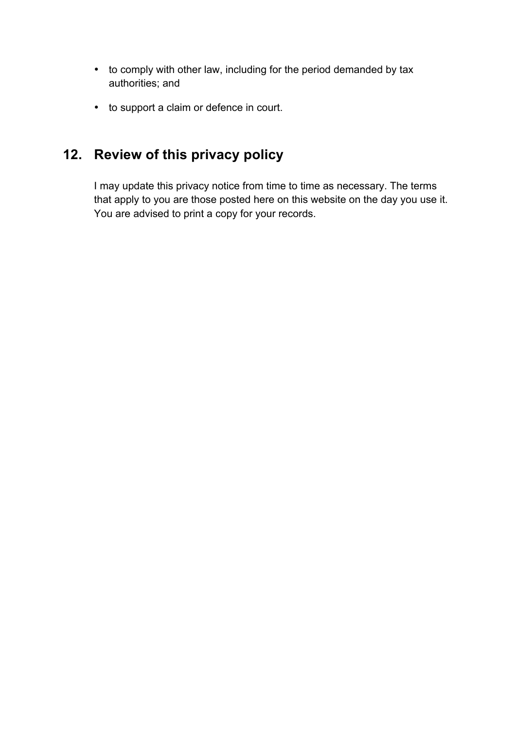- to comply with other law, including for the period demanded by tax authorities; and
- to support a claim or defence in court.

## 12. Review of this privacy policy

I may update this privacy notice from time to time as necessary. The terms that apply to you are those posted here on this website on the day you use it. You are advised to print a copy for your records.